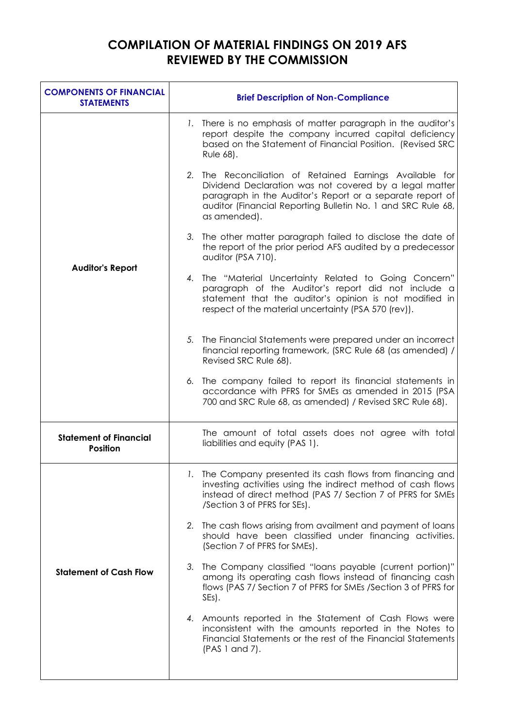# COMPILATION OF MATERIAL FINDINGS ON 2019 AFS REVIEWED BY THE COMMISSION

| COMPONENTS OF FINANCIAL STATEMENTS | Brief Description of Non-Compliance |
|---|---|
| **Auditor's Report** | 1. There is no emphasis of matter paragraph in the auditor's report despite the company incurred capital deficiency based on the Statement of Financial Position. (Revised SRC Rule 68).<br><br>2. The Reconciliation of Retained Earnings Available for Dividend Declaration was not covered by a legal matter paragraph in the Auditor's Report or a separate report of auditor (Financial Reporting Bulletin No. 1 and SRC Rule 68, as amended).<br><br>3. The other matter paragraph failed to disclose the date of the report of the prior period AFS audited by a predecessor auditor (PSA 710).<br><br>4. The "Material Uncertainty Related to Going Concern" paragraph of the Auditor's report did not include a statement that the auditor's opinion is not modified in respect of the material uncertainty (PSA 570 (rev)).<br><br>5. The Financial Statements were prepared under an incorrect financial reporting framework, (SRC Rule 68 (as amended) / Revised SRC Rule 68).<br><br>6. The company failed to report its financial statements in accordance with PFRS for SMEs as amended in 2015 (PSA 700 and SRC Rule 68, as amended) / Revised SRC Rule 68). |
| **Statement of Financial Position** | The amount of total assets does not agree with total liabilities and equity (PAS 1). |
| **Statement of Cash Flow** | 1. The Company presented its cash flows from financing and investing activities using the indirect method of cash flows instead of direct method (PAS 7/ Section 7 of PFRS for SMEs /Section 3 of PFRS for SEs).<br><br>2. The cash flows arising from availment and payment of loans should have been classified under financing activities. (Section 7 of PFRS for SMEs).<br><br>3. The Company classified "loans payable (current portion)" among its operating cash flows instead of financing cash flows (PAS 7/ Section 7 of PFRS for SMEs /Section 3 of PFRS for SEs).<br><br>4. Amounts reported in the Statement of Cash Flows were inconsistent with the amounts reported in the Notes to Financial Statements or the rest of the Financial Statements (PAS 1 and 7). |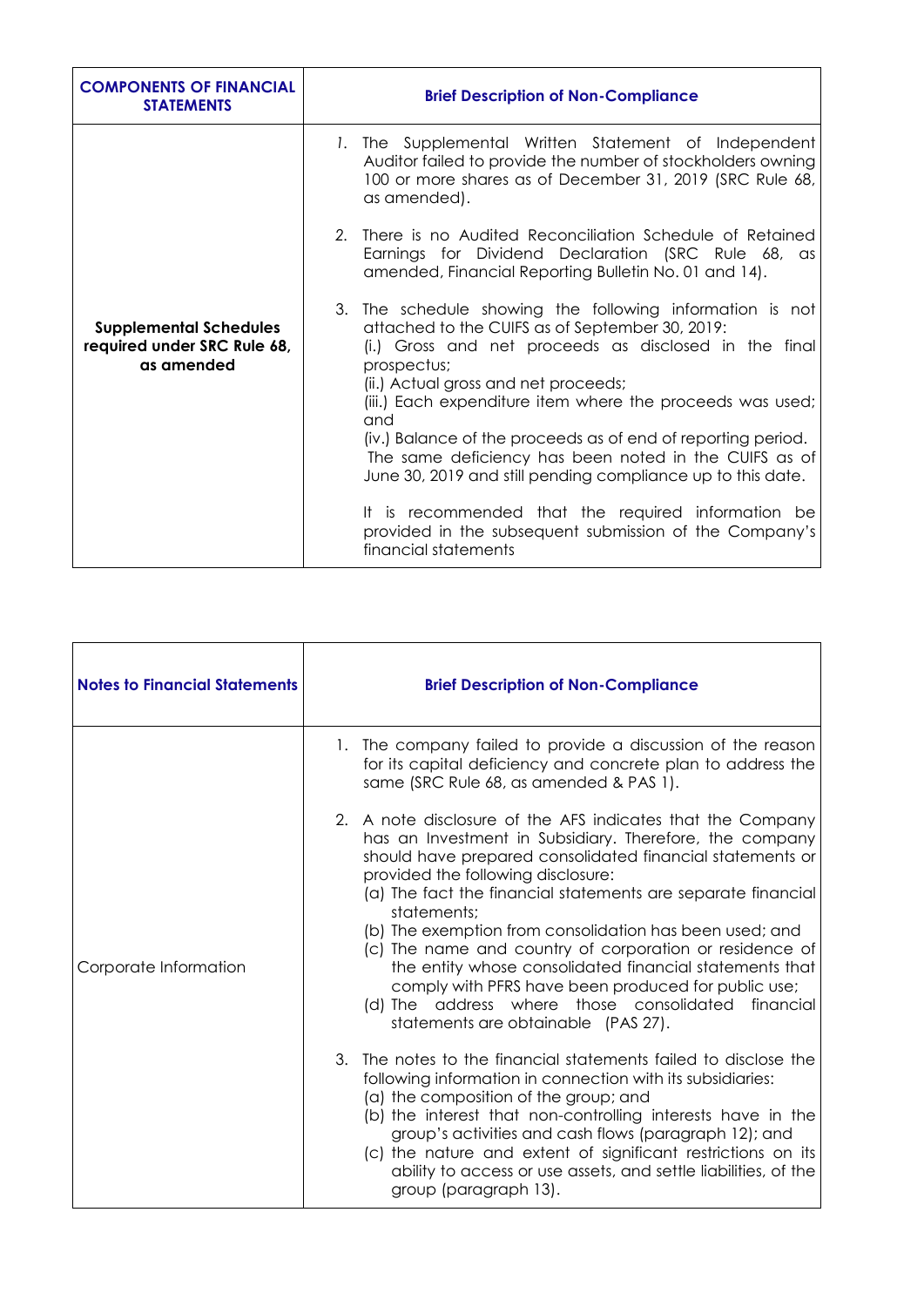| COMPONENTS OF FINANCIAL STATEMENTS | Brief Description of Non-Compliance |
|---|---|
| Supplemental Schedules required under SRC Rule 68, as amended | 1. The Supplemental Written Statement of Independent Auditor failed to provide the number of stockholders owning 100 or more shares as of December 31, 2019 (SRC Rule 68, as amended).<br><br>2. There is no Audited Reconciliation Schedule of Retained Earnings for Dividend Declaration (SRC Rule 68, as amended, Financial Reporting Bulletin No. 01 and 14).<br><br>3. The schedule showing the following information is not attached to the CUIFS as of September 30, 2019:<br>(i.) Gross and net proceeds as disclosed in the final prospectus;<br>(ii.) Actual gross and net proceeds;<br>(iii.) Each expenditure item where the proceeds was used; and<br>(iv.) Balance of the proceeds as of end of reporting period.<br>The same deficiency has been noted in the CUIFS as of June 30, 2019 and still pending compliance up to this date.<br><br>It is recommended that the required information be provided in the subsequent submission of the Company's financial statements |

| Notes to Financial Statements | Brief Description of Non-Compliance |
|---|---|
| Corporate Information | 1. The company failed to provide a discussion of the reason for its capital deficiency and concrete plan to address the same (SRC Rule 68, as amended & PAS 1).<br><br>2. A note disclosure of the AFS indicates that the Company has an Investment in Subsidiary. Therefore, the company should have prepared consolidated financial statements or provided the following disclosure:<br>(a) The fact the financial statements are separate financial statements;<br>(b) The exemption from consolidation has been used; and<br>(c) The name and country of corporation or residence of the entity whose consolidated financial statements that comply with PFRS have been produced for public use;<br>(d) The address where those consolidated financial statements are obtainable (PAS 27).<br><br>3. The notes to the financial statements failed to disclose the following information in connection with its subsidiaries:<br>(a) the composition of the group; and<br>(b) the interest that non-controlling interests have in the group's activities and cash flows (paragraph 12); and<br>(c) the nature and extent of significant restrictions on its ability to access or use assets, and settle liabilities, of the group (paragraph 13). |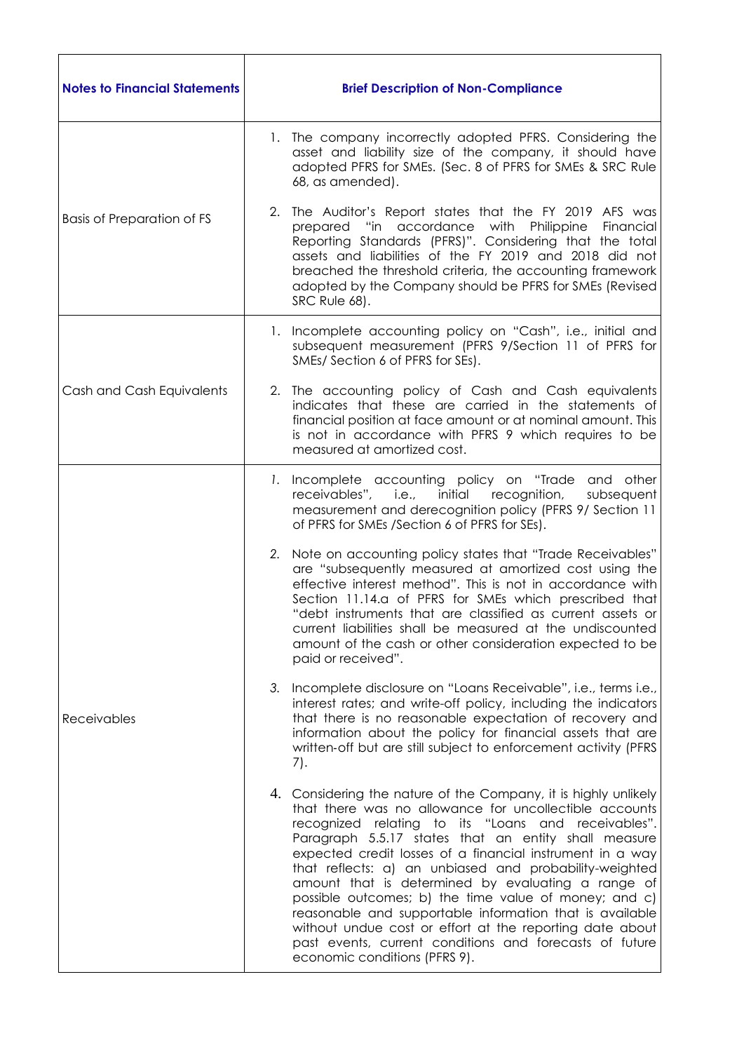| Notes to Financial Statements | Brief Description of Non-Compliance |
|---|---|
| Basis of Preparation of FS | 1. The company incorrectly adopted PFRS. Considering the asset and liability size of the company, it should have adopted PFRS for SMEs. (Sec. 8 of PFRS for SMEs & SRC Rule 68, as amended).<br><br>2. The Auditor's Report states that the FY 2019 AFS was prepared "in accordance with Philippine Financial Reporting Standards (PFRS)". Considering that the total assets and liabilities of the FY 2019 and 2018 did not breached the threshold criteria, the accounting framework adopted by the Company should be PFRS for SMEs (Revised SRC Rule 68). |
| Cash and Cash Equivalents | 1. Incomplete accounting policy on "Cash", i.e., initial and subsequent measurement (PFRS 9/Section 11 of PFRS for SMEs/ Section 6 of PFRS for SEs).<br><br>2. The accounting policy of Cash and Cash equivalents indicates that these are carried in the statements of financial position at face amount or at nominal amount. This is not in accordance with PFRS 9 which requires to be measured at amortized cost. |
| Receivables | 1. Incomplete accounting policy on "Trade and other receivables", i.e., initial recognition, subsequent measurement and derecognition policy (PFRS 9/ Section 11 of PFRS for SMEs /Section 6 of PFRS for SEs).<br><br>2. Note on accounting policy states that "Trade Receivables" are "subsequently measured at amortized cost using the effective interest method". This is not in accordance with Section 11.14.a of PFRS for SMEs which prescribed that "debt instruments that are classified as current assets or current liabilities shall be measured at the undiscounted amount of the cash or other consideration expected to be paid or received".<br><br>3. Incomplete disclosure on "Loans Receivable", i.e., terms i.e., interest rates; and write-off policy, including the indicators that there is no reasonable expectation of recovery and information about the policy for financial assets that are written-off but are still subject to enforcement activity (PFRS 7).<br><br>4. Considering the nature of the Company, it is highly unlikely that there was no allowance for uncollectible accounts recognized relating to its "Loans and receivables". Paragraph 5.5.17 states that an entity shall measure expected credit losses of a financial instrument in a way that reflects: a) an unbiased and probability-weighted amount that is determined by evaluating a range of possible outcomes; b) the time value of money; and c) reasonable and supportable information that is available without undue cost or effort at the reporting date about past events, current conditions and forecasts of future economic conditions (PFRS 9). |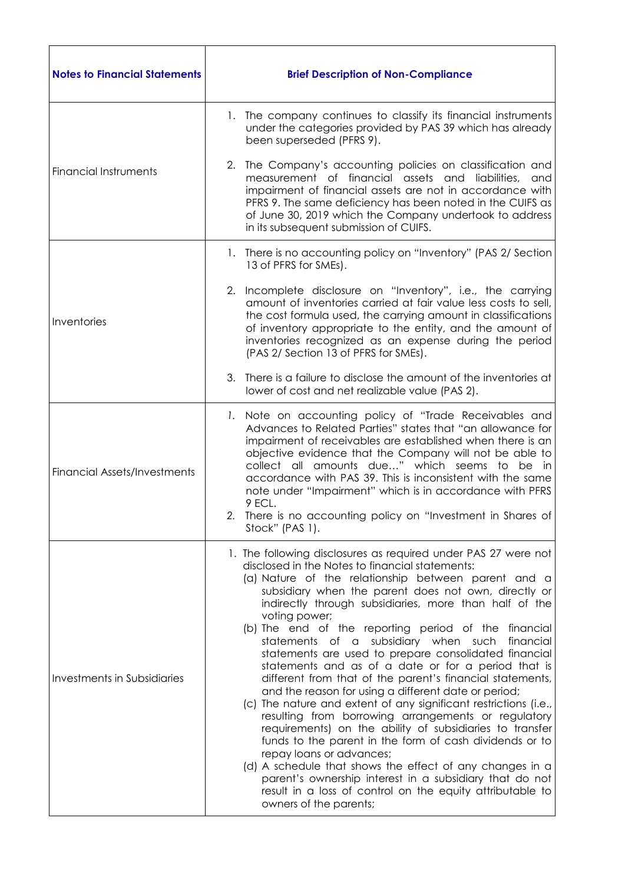| Notes to Financial Statements | Brief Description of Non-Compliance |
|---|---|
| Financial Instruments | 1. The company continues to classify its financial instruments under the categories provided by PAS 39 which has already been superseded (PFRS 9).<br><br>2. The Company's accounting policies on classification and measurement of financial assets and liabilities, and impairment of financial assets are not in accordance with PFRS 9. The same deficiency has been noted in the CUIFS as of June 30, 2019 which the Company undertook to address in its subsequent submission of CUIFS. |
| Inventories | 1. There is no accounting policy on "Inventory" (PAS 2/ Section 13 of PFRS for SMEs).<br><br>2. Incomplete disclosure on "Inventory", i.e., the carrying amount of inventories carried at fair value less costs to sell, the cost formula used, the carrying amount in classifications of inventory appropriate to the entity, and the amount of inventories recognized as an expense during the period (PAS 2/ Section 13 of PFRS for SMEs).<br><br>3. There is a failure to disclose the amount of the inventories at lower of cost and net realizable value (PAS 2). |
| Financial Assets/Investments | *1.* Note on accounting policy of "Trade Receivables and Advances to Related Parties" states that "an allowance for impairment of receivables are established when there is an objective evidence that the Company will not be able to collect all amounts due…" which seems to be in accordance with PAS 39. This is inconsistent with the same note under "Impairment" which is in accordance with PFRS 9 ECL.<br>2. There is no accounting policy on "Investment in Shares of Stock" (PAS 1). |
| Investments in Subsidiaries | 1. The following disclosures as required under PAS 27 were not disclosed in the Notes to financial statements:<br>(a) Nature of the relationship between parent and a subsidiary when the parent does not own, directly or indirectly through subsidiaries, more than half of the voting power;<br>(b) The end of the reporting period of the financial statements of a subsidiary when such financial statements are used to prepare consolidated financial statements and as of a date or for a period that is different from that of the parent's financial statements, and the reason for using a different date or period;<br>(c) The nature and extent of any significant restrictions (i.e., resulting from borrowing arrangements or regulatory requirements) on the ability of subsidiaries to transfer funds to the parent in the form of cash dividends or to repay loans or advances;<br>(d) A schedule that shows the effect of any changes in a parent's ownership interest in a subsidiary that do not result in a loss of control on the equity attributable to owners of the parents; |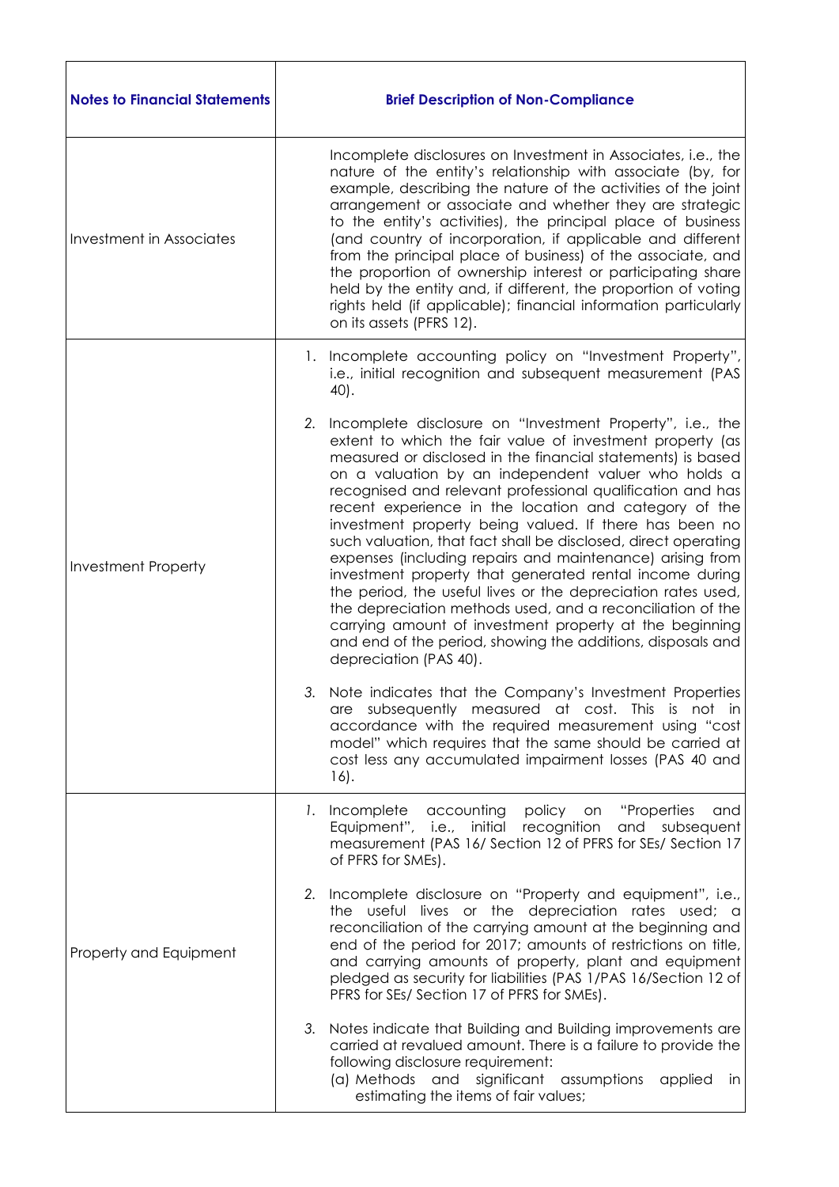| Notes to Financial Statements | Brief Description of Non-Compliance |
|---|---|
| Investment in Associates | Incomplete disclosures on Investment in Associates, i.e., the nature of the entity's relationship with associate (by, for example, describing the nature of the activities of the joint arrangement or associate and whether they are strategic to the entity's activities), the principal place of business (and country of incorporation, if applicable and different from the principal place of business) of the associate, and the proportion of ownership interest or participating share held by the entity and, if different, the proportion of voting rights held (if applicable); financial information particularly on its assets (PFRS 12). |
| Investment Property | 1. Incomplete accounting policy on "Investment Property", i.e., initial recognition and subsequent measurement (PAS 40).<br><br>2. Incomplete disclosure on "Investment Property", i.e., the extent to which the fair value of investment property (as measured or disclosed in the financial statements) is based on a valuation by an independent valuer who holds a recognised and relevant professional qualification and has recent experience in the location and category of the investment property being valued. If there has been no such valuation, that fact shall be disclosed, direct operating expenses (including repairs and maintenance) arising from investment property that generated rental income during the period, the useful lives or the depreciation rates used, the depreciation methods used, and a reconciliation of the carrying amount of investment property at the beginning and end of the period, showing the additions, disposals and depreciation (PAS 40).<br><br>3. Note indicates that the Company's Investment Properties are subsequently measured at cost. This is not in accordance with the required measurement using "cost model" which requires that the same should be carried at cost less any accumulated impairment losses (PAS 40 and 16). |
| Property and Equipment | 1. Incomplete accounting policy on "Properties and Equipment", i.e., initial recognition and subsequent measurement (PAS 16/ Section 12 of PFRS for SEs/ Section 17 of PFRS for SMEs).<br><br>2. Incomplete disclosure on "Property and equipment", i.e., the useful lives or the depreciation rates used; a reconciliation of the carrying amount at the beginning and end of the period for 2017; amounts of restrictions on title, and carrying amounts of property, plant and equipment pledged as security for liabilities (PAS 1/PAS 16/Section 12 of PFRS for SEs/ Section 17 of PFRS for SMEs).<br><br>3. Notes indicate that Building and Building improvements are carried at revalued amount. There is a failure to provide the following disclosure requirement:<br>(a) Methods and significant assumptions applied in estimating the items of fair values; |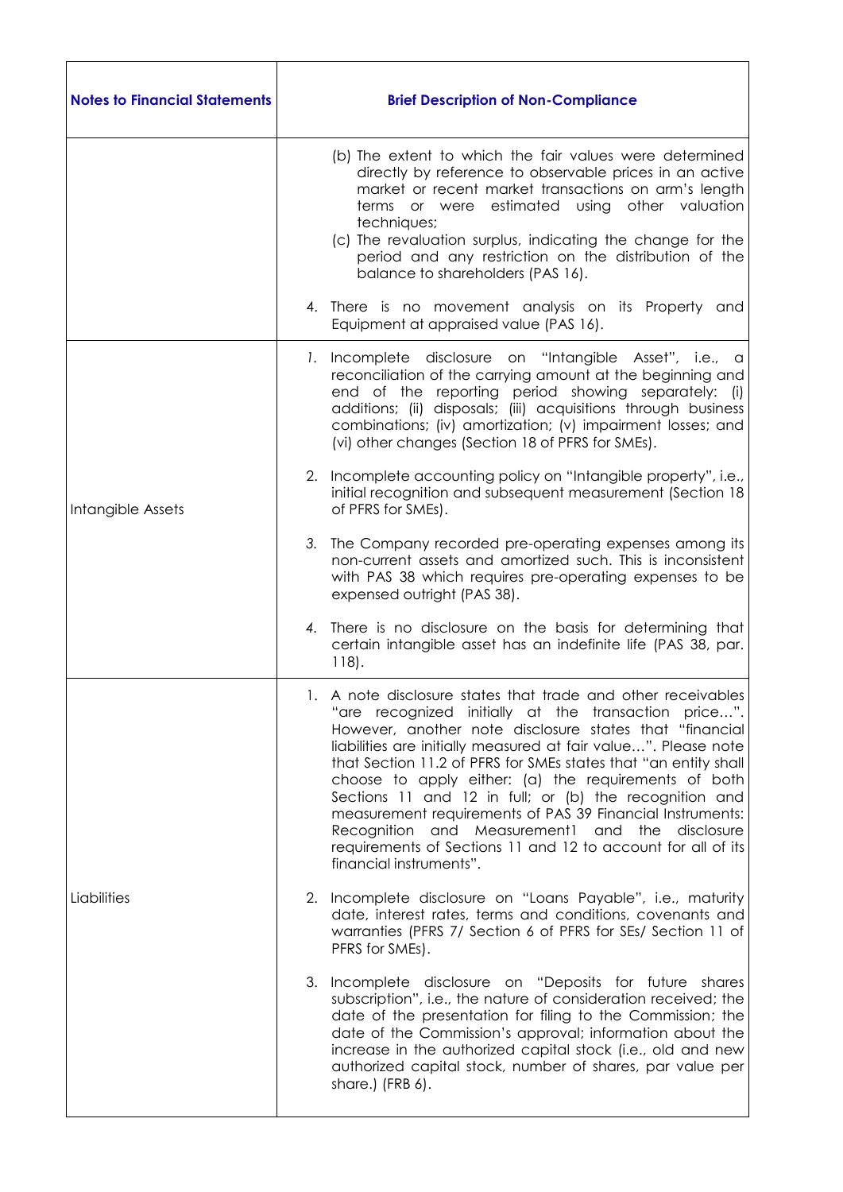| Notes to Financial Statements | Brief Description of Non-Compliance |
|---|---|
| | (b) The extent to which the fair values were determined directly by reference to observable prices in an active market or recent market transactions on arm's length terms or were estimated using other valuation techniques;<br>(c) The revaluation surplus, indicating the change for the period and any restriction on the distribution of the balance to shareholders (PAS 16).<br><br>4. There is no movement analysis on its Property and Equipment at appraised value (PAS 16). |
| Intangible Assets | 1. Incomplete disclosure on "Intangible Asset", i.e., a reconciliation of the carrying amount at the beginning and end of the reporting period showing separately: (i) additions; (ii) disposals; (iii) acquisitions through business combinations; (iv) amortization; (v) impairment losses; and (vi) other changes (Section 18 of PFRS for SMEs).<br><br>2. Incomplete accounting policy on "Intangible property", i.e., initial recognition and subsequent measurement (Section 18 of PFRS for SMEs).<br><br>3. The Company recorded pre-operating expenses among its non-current assets and amortized such. This is inconsistent with PAS 38 which requires pre-operating expenses to be expensed outright (PAS 38).<br><br>4. There is no disclosure on the basis for determining that certain intangible asset has an indefinite life (PAS 38, par. 118). |
| Liabilities | 1. A note disclosure states that trade and other receivables "are recognized initially at the transaction price…". However, another note disclosure states that "financial liabilities are initially measured at fair value…". Please note that Section 11.2 of PFRS for SMEs states that "an entity shall choose to apply either: (a) the requirements of both Sections 11 and 12 in full; or (b) the recognition and measurement requirements of PAS 39 Financial Instruments: Recognition and Measurement1 and the disclosure requirements of Sections 11 and 12 to account for all of its financial instruments".<br><br>2. Incomplete disclosure on "Loans Payable", i.e., maturity date, interest rates, terms and conditions, covenants and warranties (PFRS 7/ Section 6 of PFRS for SEs/ Section 11 of PFRS for SMEs).<br><br>3. Incomplete disclosure on "Deposits for future shares subscription", i.e., the nature of consideration received; the date of the presentation for filing to the Commission; the date of the Commission's approval; information about the increase in the authorized capital stock (i.e., old and new authorized capital stock, number of shares, par value per share.) (FRB 6). |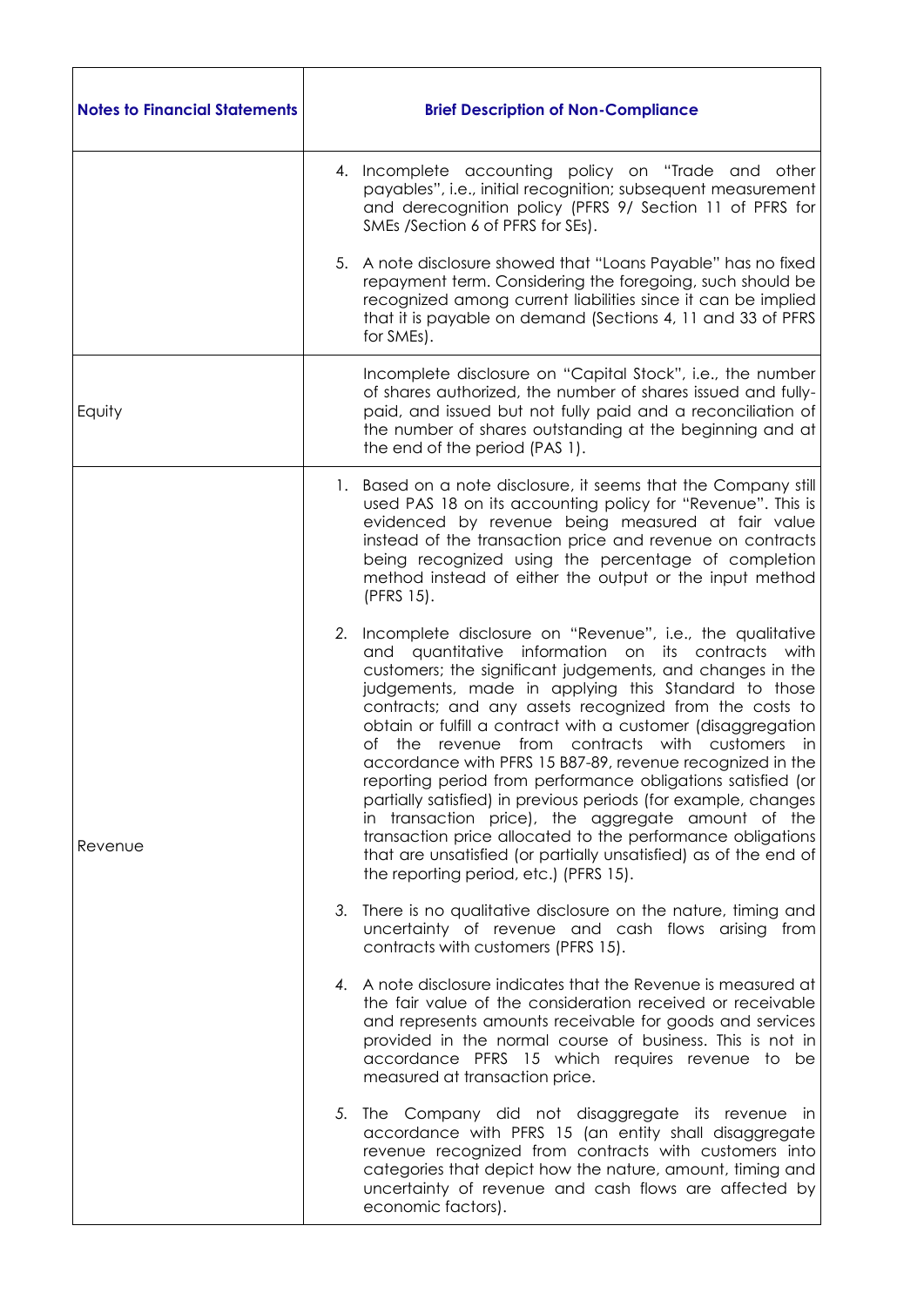| Notes to Financial Statements | Brief Description of Non-Compliance |
|---|---|
| | 4. Incomplete accounting policy on "Trade and other payables", i.e., initial recognition; subsequent measurement and derecognition policy (PFRS 9/ Section 11 of PFRS for SMEs /Section 6 of PFRS for SEs).<br><br>5. A note disclosure showed that "Loans Payable" has no fixed repayment term. Considering the foregoing, such should be recognized among current liabilities since it can be implied that it is payable on demand (Sections 4, 11 and 33 of PFRS for SMEs). |
| Equity | Incomplete disclosure on "Capital Stock", i.e., the number of shares authorized, the number of shares issued and fully-paid, and issued but not fully paid and a reconciliation of the number of shares outstanding at the beginning and at the end of the period (PAS 1). |
| Revenue | 1. Based on a note disclosure, it seems that the Company still used PAS 18 on its accounting policy for "Revenue". This is evidenced by revenue being measured at fair value instead of the transaction price and revenue on contracts being recognized using the percentage of completion method instead of either the output or the input method (PFRS 15).<br><br>2. Incomplete disclosure on "Revenue", i.e., the qualitative and quantitative information on its contracts with customers; the significant judgements, and changes in the judgements, made in applying this Standard to those contracts; and any assets recognized from the costs to obtain or fulfill a contract with a customer (disaggregation of the revenue from contracts with customers in accordance with PFRS 15 B87-89, revenue recognized in the reporting period from performance obligations satisfied (or partially satisfied) in previous periods (for example, changes in transaction price), the aggregate amount of the transaction price allocated to the performance obligations that are unsatisfied (or partially unsatisfied) as of the end of the reporting period, etc.) (PFRS 15).<br><br>3. There is no qualitative disclosure on the nature, timing and uncertainty of revenue and cash flows arising from contracts with customers (PFRS 15).<br><br>4. A note disclosure indicates that the Revenue is measured at the fair value of the consideration received or receivable and represents amounts receivable for goods and services provided in the normal course of business. This is not in accordance PFRS 15 which requires revenue to be measured at transaction price.<br><br>5. The Company did not disaggregate its revenue in accordance with PFRS 15 (an entity shall disaggregate revenue recognized from contracts with customers into categories that depict how the nature, amount, timing and uncertainty of revenue and cash flows are affected by economic factors). |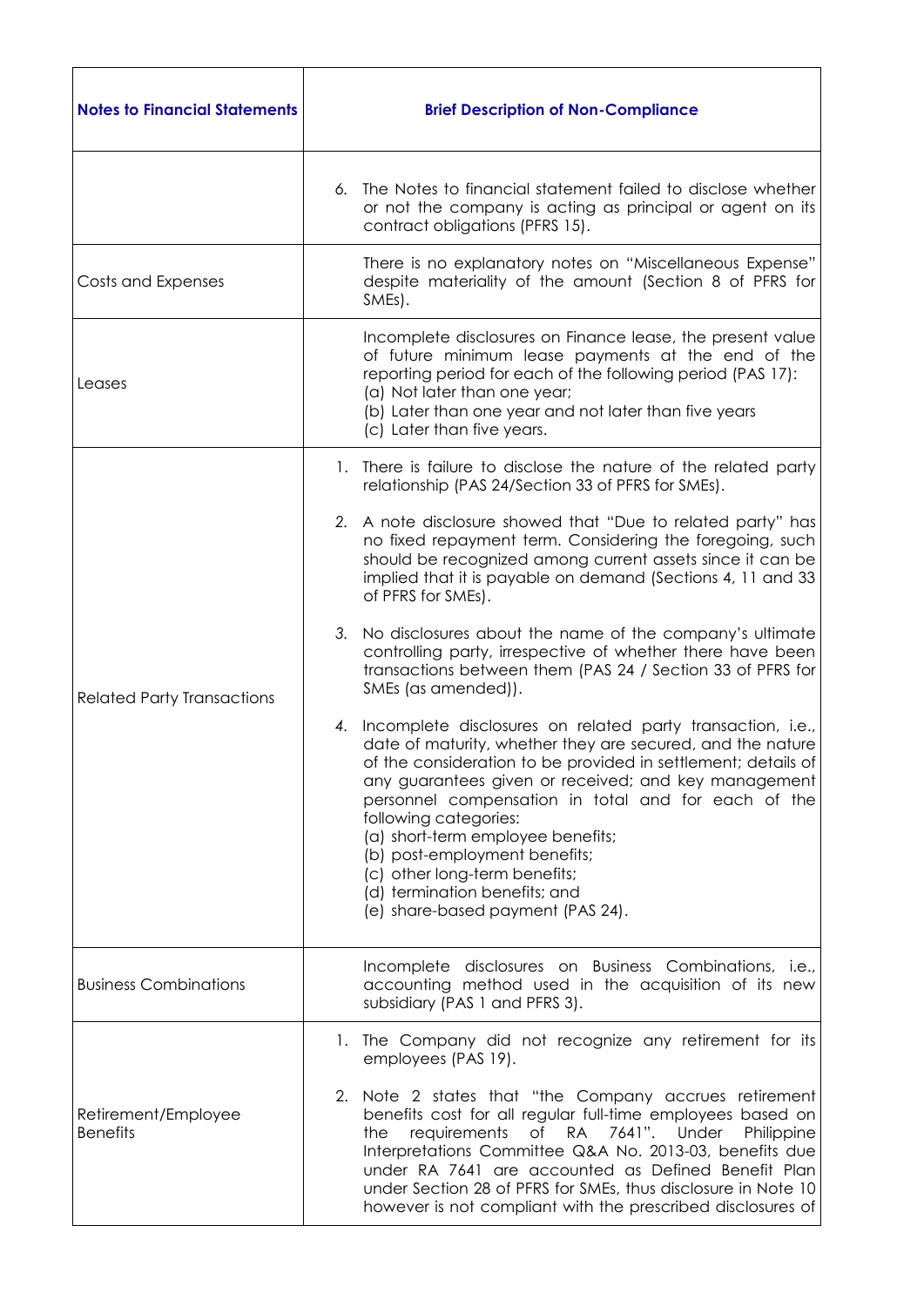| Notes to Financial Statements | Brief Description of Non-Compliance |
|---|---|
| | 6. The Notes to financial statement failed to disclose whether or not the company is acting as principal or agent on its contract obligations (PFRS 15). |
| Costs and Expenses | There is no explanatory notes on "Miscellaneous Expense" despite materiality of the amount (Section 8 of PFRS for SMEs). |
| Leases | Incomplete disclosures on Finance lease, the present value of future minimum lease payments at the end of the reporting period for each of the following period (PAS 17):<br>(a) Not later than one year;<br>(b) Later than one year and not later than five years<br>(c) Later than five years. |
| Related Party Transactions | 1. There is failure to disclose the nature of the related party relationship (PAS 24/Section 33 of PFRS for SMEs).<br><br>2. A note disclosure showed that "Due to related party" has no fixed repayment term. Considering the foregoing, such should be recognized among current assets since it can be implied that it is payable on demand (Sections 4, 11 and 33 of PFRS for SMEs).<br><br>3. No disclosures about the name of the company's ultimate controlling party, irrespective of whether there have been transactions between them (PAS 24 / Section 33 of PFRS for SMEs (as amended)).<br><br>4. Incomplete disclosures on related party transaction, i.e., date of maturity, whether they are secured, and the nature of the consideration to be provided in settlement; details of any guarantees given or received; and key management personnel compensation in total and for each of the following categories:<br>(a) short-term employee benefits;<br>(b) post-employment benefits;<br>(c) other long-term benefits;<br>(d) termination benefits; and<br>(e) share-based payment (PAS 24). |
| Business Combinations | Incomplete disclosures on Business Combinations, i.e., accounting method used in the acquisition of its new subsidiary (PAS 1 and PFRS 3). |
| Retirement/Employee Benefits | 1. The Company did not recognize any retirement for its employees (PAS 19).<br><br>2. Note 2 states that "the Company accrues retirement benefits cost for all regular full-time employees based on the requirements of RA 7641". Under Philippine Interpretations Committee Q&A No. 2013-03, benefits due under RA 7641 are accounted as Defined Benefit Plan under Section 28 of PFRS for SMEs, thus disclosure in Note 10 however is not compliant with the prescribed disclosures of |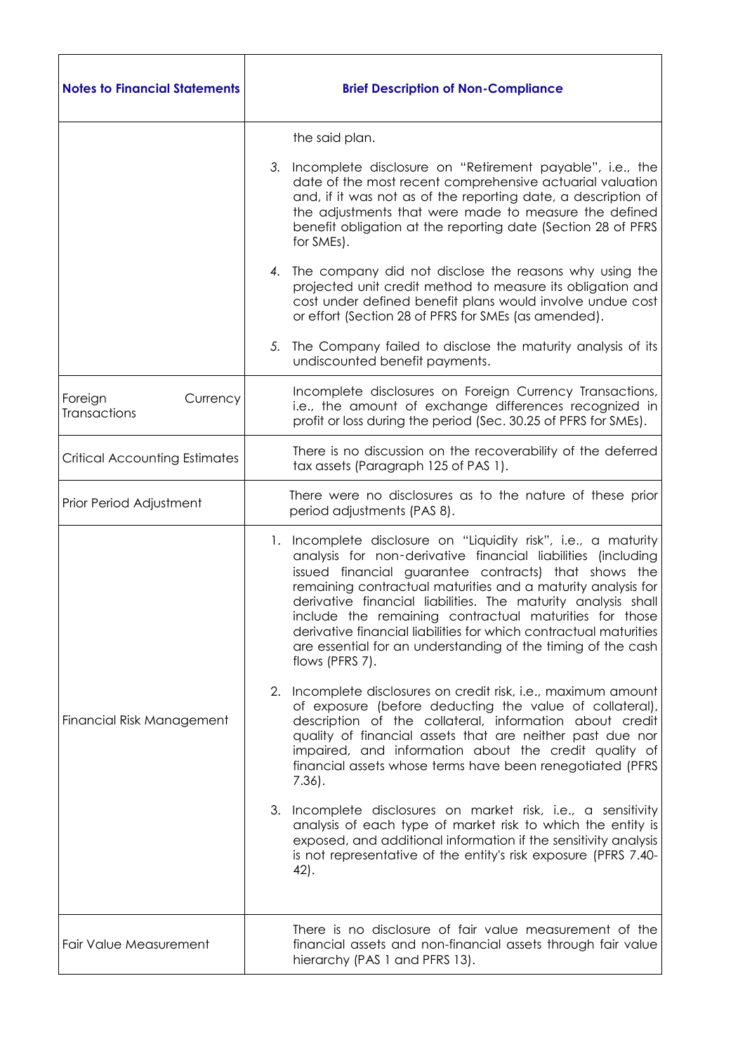| Notes to Financial Statements | Brief Description of Non-Compliance |
|---|---|
| | the said plan.<br><br>3. Incomplete disclosure on "Retirement payable", i.e., the date of the most recent comprehensive actuarial valuation and, if it was not as of the reporting date, a description of the adjustments that were made to measure the defined benefit obligation at the reporting date (Section 28 of PFRS for SMEs).<br><br>4. The company did not disclose the reasons why using the projected unit credit method to measure its obligation and cost under defined benefit plans would involve undue cost or effort (Section 28 of PFRS for SMEs (as amended).<br><br>5. The Company failed to disclose the maturity analysis of its undiscounted benefit payments. |
| Foreign Currency Transactions | Incomplete disclosures on Foreign Currency Transactions, i.e., the amount of exchange differences recognized in profit or loss during the period (Sec. 30.25 of PFRS for SMEs). |
| Critical Accounting Estimates | There is no discussion on the recoverability of the deferred tax assets (Paragraph 125 of PAS 1). |
| Prior Period Adjustment | There were no disclosures as to the nature of these prior period adjustments (PAS 8). |
| Financial Risk Management | 1. Incomplete disclosure on "Liquidity risk", i.e., a maturity analysis for non-derivative financial liabilities (including issued financial guarantee contracts) that shows the remaining contractual maturities and a maturity analysis for derivative financial liabilities. The maturity analysis shall include the remaining contractual maturities for those derivative financial liabilities for which contractual maturities are essential for an understanding of the timing of the cash flows (PFRS 7).<br><br>2. Incomplete disclosures on credit risk, i.e., maximum amount of exposure (before deducting the value of collateral), description of the collateral, information about credit quality of financial assets that are neither past due nor impaired, and information about the credit quality of financial assets whose terms have been renegotiated (PFRS 7.36).<br><br>3. Incomplete disclosures on market risk, i.e., a sensitivity analysis of each type of market risk to which the entity is exposed, and additional information if the sensitivity analysis is not representative of the entity's risk exposure (PFRS 7.40-42). |
| Fair Value Measurement | There is no disclosure of fair value measurement of the financial assets and non-financial assets through fair value hierarchy (PAS 1 and PFRS 13). |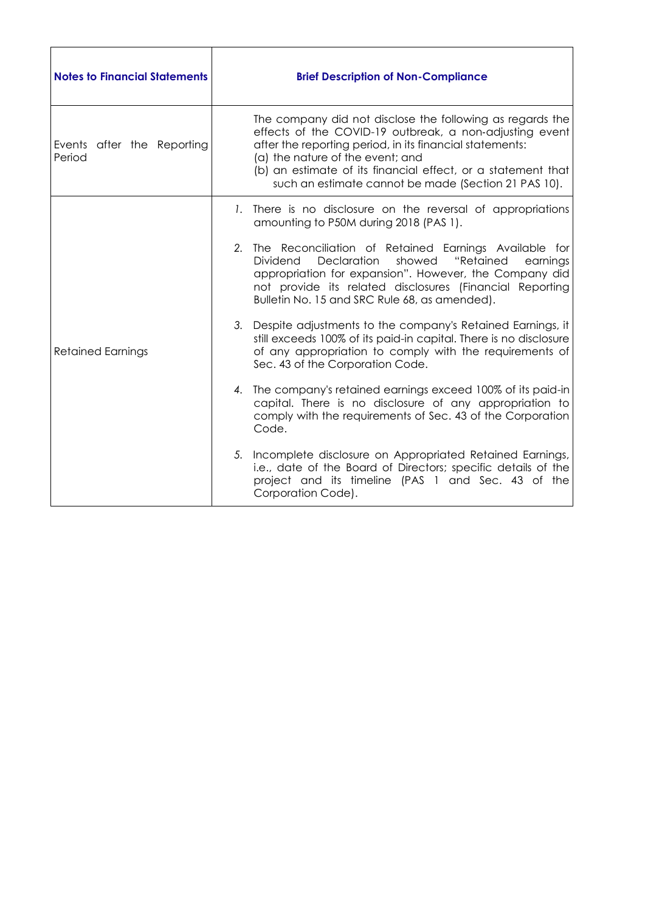| Notes to Financial Statements | Brief Description of Non-Compliance |
|---|---|
| Events after the Reporting Period | The company did not disclose the following as regards the effects of the COVID-19 outbreak, a non-adjusting event after the reporting period, in its financial statements:<br>(a) the nature of the event; and<br>(b) an estimate of its financial effect, or a statement that such an estimate cannot be made (Section 21 PAS 10). |
| Retained Earnings | 1. There is no disclosure on the reversal of appropriations amounting to P50M during 2018 (PAS 1).<br><br>2. The Reconciliation of Retained Earnings Available for Dividend Declaration showed "Retained earnings appropriation for expansion". However, the Company did not provide its related disclosures (Financial Reporting Bulletin No. 15 and SRC Rule 68, as amended).<br><br>3. Despite adjustments to the company's Retained Earnings, it still exceeds 100% of its paid-in capital. There is no disclosure of any appropriation to comply with the requirements of Sec. 43 of the Corporation Code.<br><br>4. The company's retained earnings exceed 100% of its paid-in capital. There is no disclosure of any appropriation to comply with the requirements of Sec. 43 of the Corporation Code.<br><br>5. Incomplete disclosure on Appropriated Retained Earnings, i.e., date of the Board of Directors; specific details of the project and its timeline (PAS 1 and Sec. 43 of the Corporation Code). |